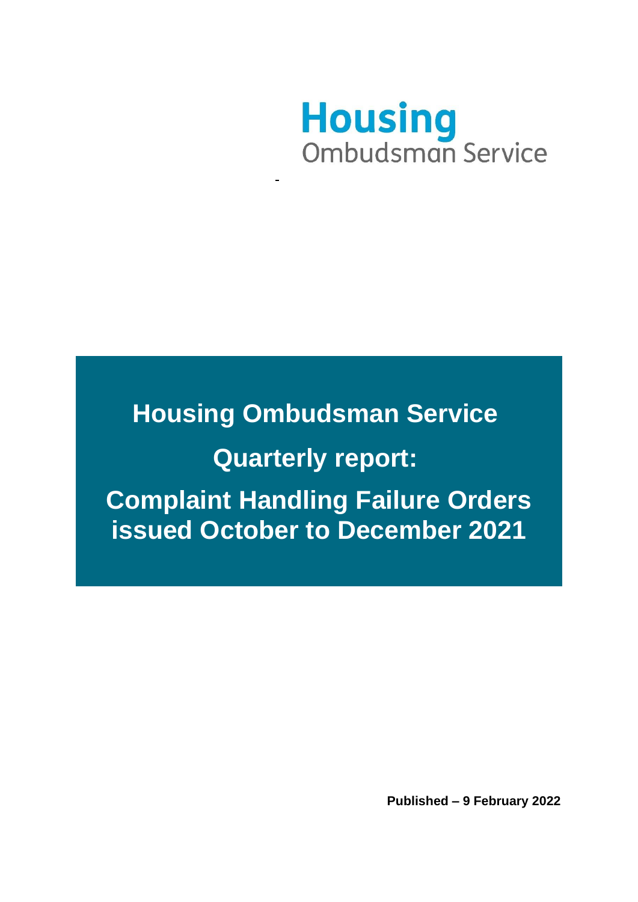Housing
Ombudsman Service

# Housing Ombudsman Service

# Quarterly report:

# Complaint Handling Failure Orders issued October to December 2021

**Published – 9 February 2022**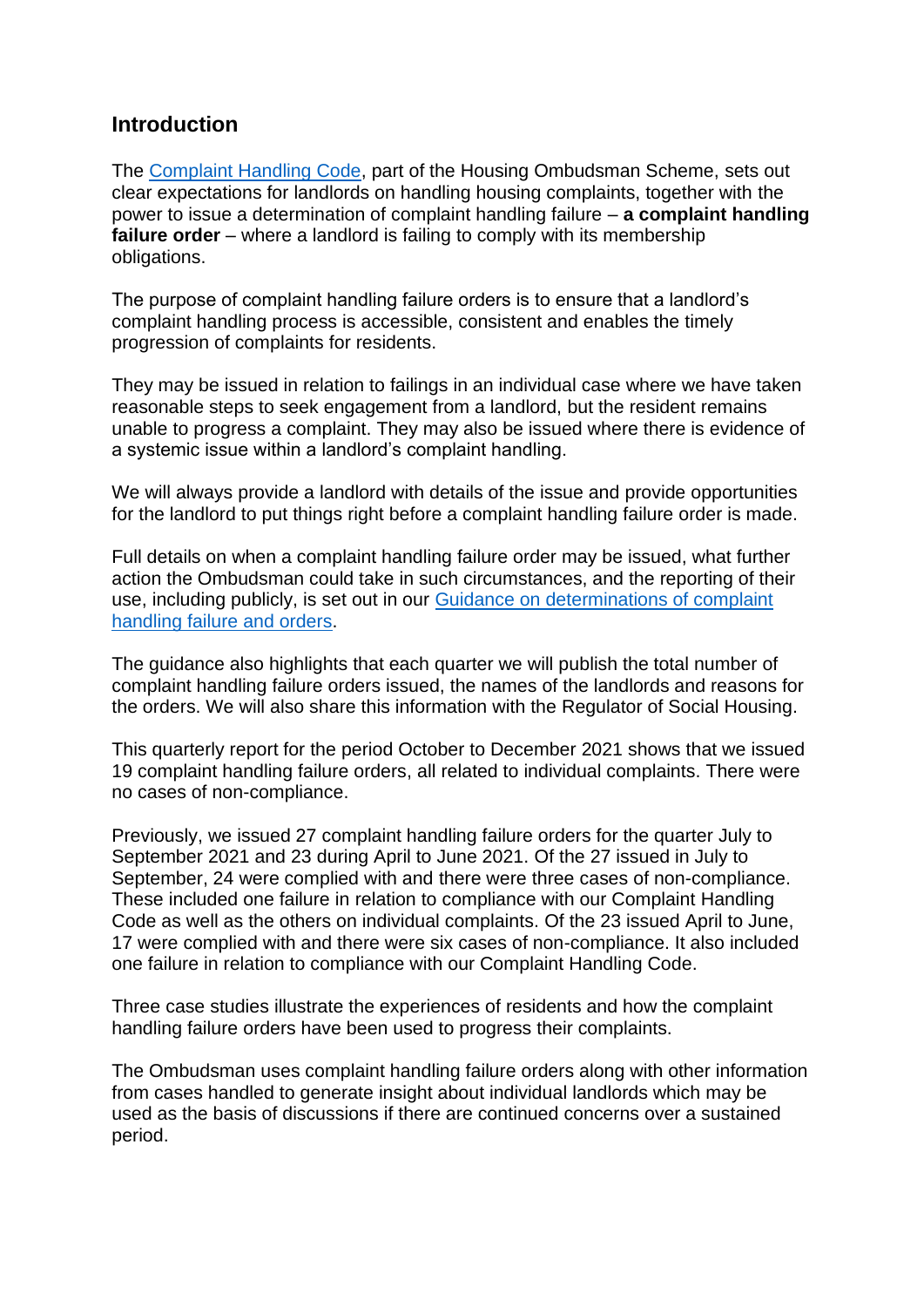## Introduction

The [Complaint Handling Code](), part of the Housing Ombudsman Scheme, sets out clear expectations for landlords on handling housing complaints, together with the power to issue a determination of complaint handling failure – **a complaint handling failure order** – where a landlord is failing to comply with its membership obligations.

The purpose of complaint handling failure orders is to ensure that a landlord's complaint handling process is accessible, consistent and enables the timely progression of complaints for residents.

They may be issued in relation to failings in an individual case where we have taken reasonable steps to seek engagement from a landlord, but the resident remains unable to progress a complaint. They may also be issued where there is evidence of a systemic issue within a landlord's complaint handling.

We will always provide a landlord with details of the issue and provide opportunities for the landlord to put things right before a complaint handling failure order is made.

Full details on when a complaint handling failure order may be issued, what further action the Ombudsman could take in such circumstances, and the reporting of their use, including publicly, is set out in our [Guidance on determinations of complaint handling failure and orders]().

The guidance also highlights that each quarter we will publish the total number of complaint handling failure orders issued, the names of the landlords and reasons for the orders. We will also share this information with the Regulator of Social Housing.

This quarterly report for the period October to December 2021 shows that we issued 19 complaint handling failure orders, all related to individual complaints. There were no cases of non-compliance.

Previously, we issued 27 complaint handling failure orders for the quarter July to September 2021 and 23 during April to June 2021. Of the 27 issued in July to September, 24 were complied with and there were three cases of non-compliance. These included one failure in relation to compliance with our Complaint Handling Code as well as the others on individual complaints. Of the 23 issued April to June, 17 were complied with and there were six cases of non-compliance. It also included one failure in relation to compliance with our Complaint Handling Code.

Three case studies illustrate the experiences of residents and how the complaint handling failure orders have been used to progress their complaints.

The Ombudsman uses complaint handling failure orders along with other information from cases handled to generate insight about individual landlords which may be used as the basis of discussions if there are continued concerns over a sustained period.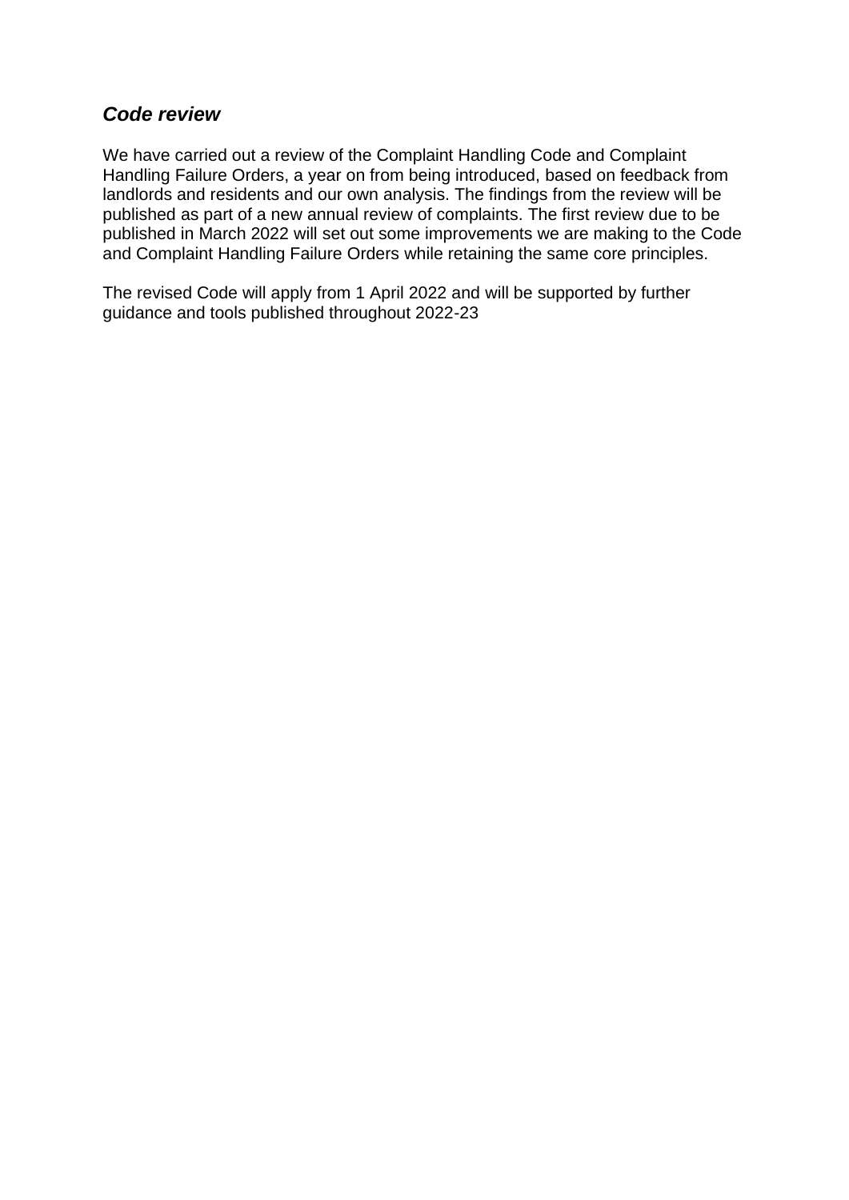### ***Code review***

We have carried out a review of the Complaint Handling Code and Complaint Handling Failure Orders, a year on from being introduced, based on feedback from landlords and residents and our own analysis. The findings from the review will be published as part of a new annual review of complaints. The first review due to be published in March 2022 will set out some improvements we are making to the Code and Complaint Handling Failure Orders while retaining the same core principles.

The revised Code will apply from 1 April 2022 and will be supported by further guidance and tools published throughout 2022-23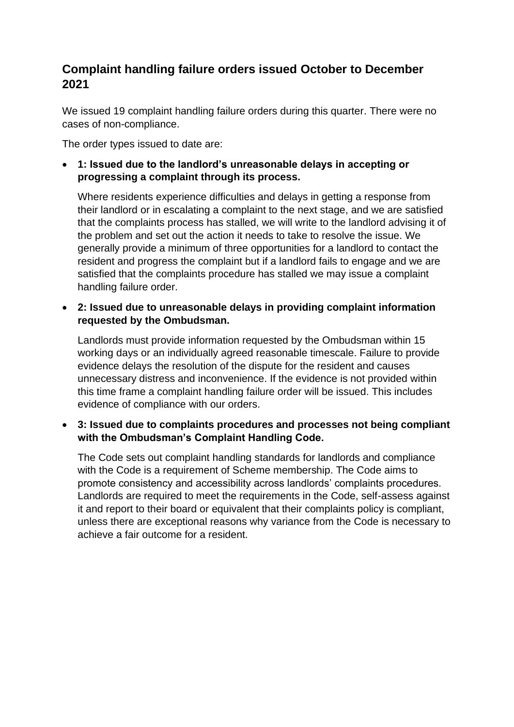## Complaint handling failure orders issued October to December 2021

We issued 19 complaint handling failure orders during this quarter. There were no cases of non-compliance.

The order types issued to date are:

- **1: Issued due to the landlord's unreasonable delays in accepting or progressing a complaint through its process.**

  Where residents experience difficulties and delays in getting a response from their landlord or in escalating a complaint to the next stage, and we are satisfied that the complaints process has stalled, we will write to the landlord advising it of the problem and set out the action it needs to take to resolve the issue. We generally provide a minimum of three opportunities for a landlord to contact the resident and progress the complaint but if a landlord fails to engage and we are satisfied that the complaints procedure has stalled we may issue a complaint handling failure order.

- **2: Issued due to unreasonable delays in providing complaint information requested by the Ombudsman.**

  Landlords must provide information requested by the Ombudsman within 15 working days or an individually agreed reasonable timescale. Failure to provide evidence delays the resolution of the dispute for the resident and causes unnecessary distress and inconvenience. If the evidence is not provided within this time frame a complaint handling failure order will be issued. This includes evidence of compliance with our orders.

- **3: Issued due to complaints procedures and processes not being compliant with the Ombudsman's Complaint Handling Code.**

  The Code sets out complaint handling standards for landlords and compliance with the Code is a requirement of Scheme membership. The Code aims to promote consistency and accessibility across landlords' complaints procedures. Landlords are required to meet the requirements in the Code, self-assess against it and report to their board or equivalent that their complaints policy is compliant, unless there are exceptional reasons why variance from the Code is necessary to achieve a fair outcome for a resident.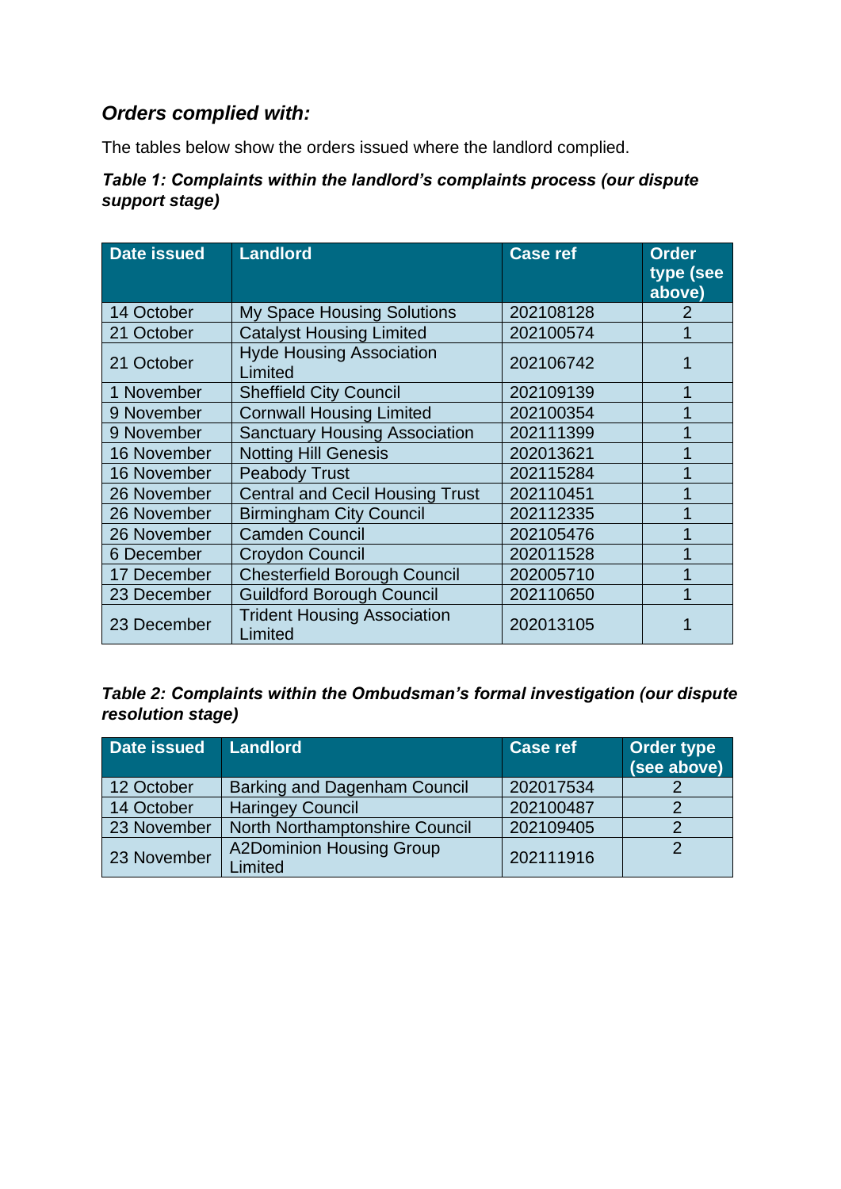## *Orders complied with:*

The tables below show the orders issued where the landlord complied.

***Table 1: Complaints within the landlord's complaints process (our dispute support stage)***

| Date issued | Landlord | Case ref | Order type (see above) |
|---|---|---|---|
| 14 October | My Space Housing Solutions | 202108128 | 2 |
| 21 October | Catalyst Housing Limited | 202100574 | 1 |
| 21 October | Hyde Housing Association Limited | 202106742 | 1 |
| 1 November | Sheffield City Council | 202109139 | 1 |
| 9 November | Cornwall Housing Limited | 202100354 | 1 |
| 9 November | Sanctuary Housing Association | 202111399 | 1 |
| 16 November | Notting Hill Genesis | 202013621 | 1 |
| 16 November | Peabody Trust | 202115284 | 1 |
| 26 November | Central and Cecil Housing Trust | 202110451 | 1 |
| 26 November | Birmingham City Council | 202112335 | 1 |
| 26 November | Camden Council | 202105476 | 1 |
| 6 December | Croydon Council | 202011528 | 1 |
| 17 December | Chesterfield Borough Council | 202005710 | 1 |
| 23 December | Guildford Borough Council | 202110650 | 1 |
| 23 December | Trident Housing Association Limited | 202013105 | 1 |

***Table 2: Complaints within the Ombudsman's formal investigation (our dispute resolution stage)***

| Date issued | Landlord | Case ref | Order type (see above) |
|---|---|---|---|
| 12 October | Barking and Dagenham Council | 202017534 | 2 |
| 14 October | Haringey Council | 202100487 | 2 |
| 23 November | North Northamptonshire Council | 202109405 | 2 |
| 23 November | A2Dominion Housing Group Limited | 202111916 | 2 |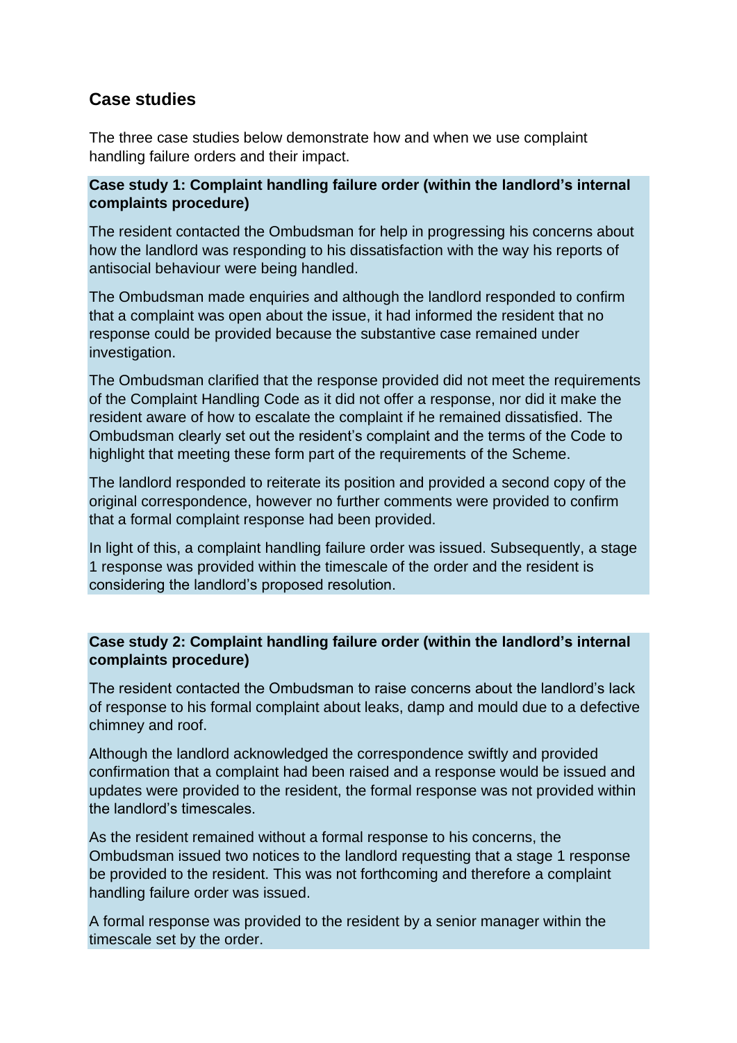## Case studies

The three case studies below demonstrate how and when we use complaint handling failure orders and their impact.

**Case study 1: Complaint handling failure order (within the landlord's internal complaints procedure)**

The resident contacted the Ombudsman for help in progressing his concerns about how the landlord was responding to his dissatisfaction with the way his reports of antisocial behaviour were being handled.

The Ombudsman made enquiries and although the landlord responded to confirm that a complaint was open about the issue, it had informed the resident that no response could be provided because the substantive case remained under investigation.

The Ombudsman clarified that the response provided did not meet the requirements of the Complaint Handling Code as it did not offer a response, nor did it make the resident aware of how to escalate the complaint if he remained dissatisfied. The Ombudsman clearly set out the resident's complaint and the terms of the Code to highlight that meeting these form part of the requirements of the Scheme.

The landlord responded to reiterate its position and provided a second copy of the original correspondence, however no further comments were provided to confirm that a formal complaint response had been provided.

In light of this, a complaint handling failure order was issued. Subsequently, a stage 1 response was provided within the timescale of the order and the resident is considering the landlord's proposed resolution.

**Case study 2: Complaint handling failure order (within the landlord's internal complaints procedure)**

The resident contacted the Ombudsman to raise concerns about the landlord's lack of response to his formal complaint about leaks, damp and mould due to a defective chimney and roof.

Although the landlord acknowledged the correspondence swiftly and provided confirmation that a complaint had been raised and a response would be issued and updates were provided to the resident, the formal response was not provided within the landlord's timescales.

As the resident remained without a formal response to his concerns, the Ombudsman issued two notices to the landlord requesting that a stage 1 response be provided to the resident. This was not forthcoming and therefore a complaint handling failure order was issued.

A formal response was provided to the resident by a senior manager within the timescale set by the order.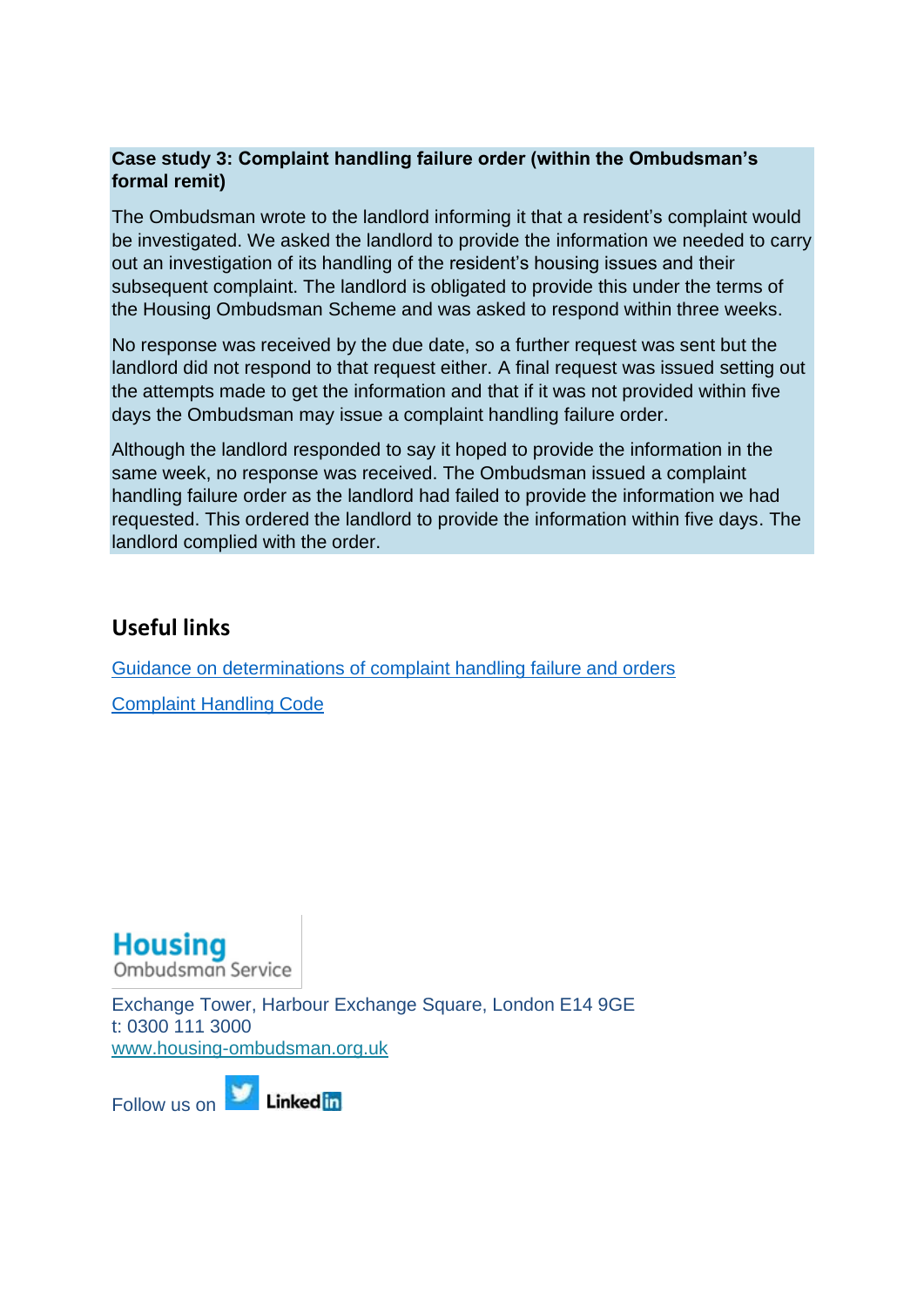**Case study 3: Complaint handling failure order (within the Ombudsman's formal remit)**

The Ombudsman wrote to the landlord informing it that a resident's complaint would be investigated. We asked the landlord to provide the information we needed to carry out an investigation of its handling of the resident's housing issues and their subsequent complaint. The landlord is obligated to provide this under the terms of the Housing Ombudsman Scheme and was asked to respond within three weeks.

No response was received by the due date, so a further request was sent but the landlord did not respond to that request either. A final request was issued setting out the attempts made to get the information and that if it was not provided within five days the Ombudsman may issue a complaint handling failure order.

Although the landlord responded to say it hoped to provide the information in the same week, no response was received. The Ombudsman issued a complaint handling failure order as the landlord had failed to provide the information we had requested. This ordered the landlord to provide the information within five days. The landlord complied with the order.

## Useful links

Guidance on determinations of complaint handling failure and orders

Complaint Handling Code

**Housing** Ombudsman Service

Exchange Tower, Harbour Exchange Square, London E14 9GE
t: 0300 111 3000
www.housing-ombudsman.org.uk

Follow us on